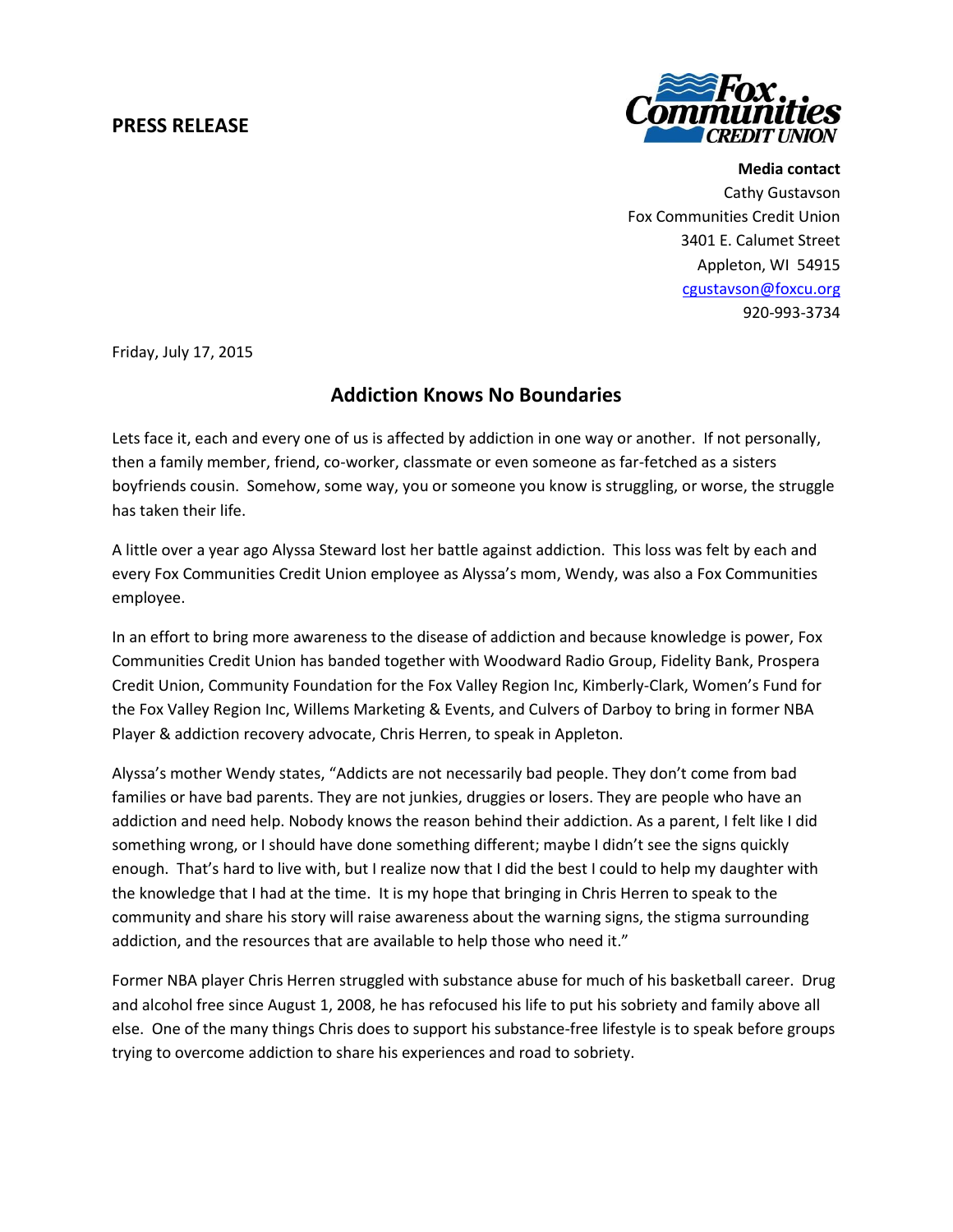## PRESS RELEASE

Fox Communities Credit Union

**Media contact**
Cathy Gustavson
Fox Communities Credit Union
3401 E. Calumet Street
Appleton, WI 54915
cgustavson@foxcu.org
920-993-3734

Friday, July 17, 2015

# Addiction Knows No Boundaries

Lets face it, each and every one of us is affected by addiction in one way or another. If not personally, then a family member, friend, co-worker, classmate or even someone as far-fetched as a sisters boyfriends cousin. Somehow, some way, you or someone you know is struggling, or worse, the struggle has taken their life.

A little over a year ago Alyssa Steward lost her battle against addiction. This loss was felt by each and every Fox Communities Credit Union employee as Alyssa's mom, Wendy, was also a Fox Communities employee.

In an effort to bring more awareness to the disease of addiction and because knowledge is power, Fox Communities Credit Union has banded together with Woodward Radio Group, Fidelity Bank, Prospera Credit Union, Community Foundation for the Fox Valley Region Inc, Kimberly-Clark, Women's Fund for the Fox Valley Region Inc, Willems Marketing & Events, and Culvers of Darboy to bring in former NBA Player & addiction recovery advocate, Chris Herren, to speak in Appleton.

Alyssa's mother Wendy states, "Addicts are not necessarily bad people. They don't come from bad families or have bad parents. They are not junkies, druggies or losers. They are people who have an addiction and need help. Nobody knows the reason behind their addiction. As a parent, I felt like I did something wrong, or I should have done something different; maybe I didn't see the signs quickly enough. That's hard to live with, but I realize now that I did the best I could to help my daughter with the knowledge that I had at the time. It is my hope that bringing in Chris Herren to speak to the community and share his story will raise awareness about the warning signs, the stigma surrounding addiction, and the resources that are available to help those who need it."

Former NBA player Chris Herren struggled with substance abuse for much of his basketball career. Drug and alcohol free since August 1, 2008, he has refocused his life to put his sobriety and family above all else. One of the many things Chris does to support his substance-free lifestyle is to speak before groups trying to overcome addiction to share his experiences and road to sobriety.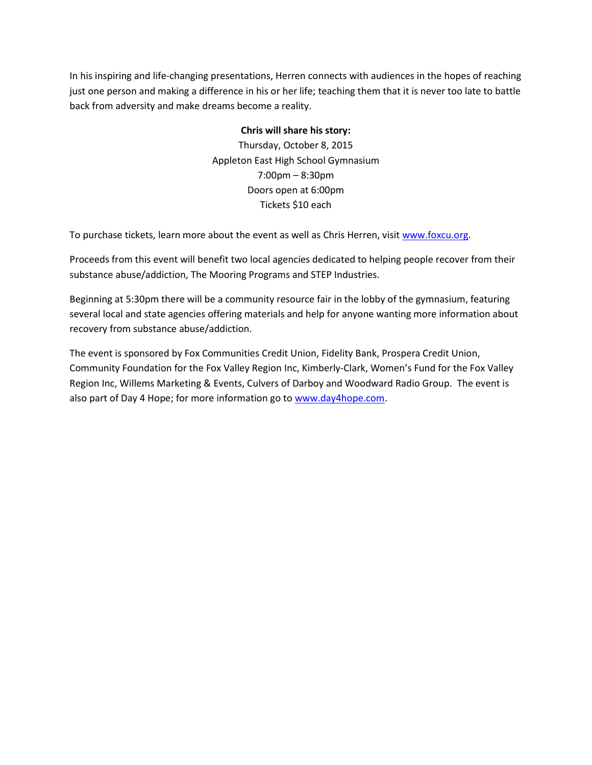In his inspiring and life-changing presentations, Herren connects with audiences in the hopes of reaching just one person and making a difference in his or her life; teaching them that it is never too late to battle back from adversity and make dreams become a reality.

**Chris will share his story:**
Thursday, October 8, 2015
Appleton East High School Gymnasium
7:00pm – 8:30pm
Doors open at 6:00pm
Tickets $10 each

To purchase tickets, learn more about the event as well as Chris Herren, visit www.foxcu.org.

Proceeds from this event will benefit two local agencies dedicated to helping people recover from their substance abuse/addiction, The Mooring Programs and STEP Industries.

Beginning at 5:30pm there will be a community resource fair in the lobby of the gymnasium, featuring several local and state agencies offering materials and help for anyone wanting more information about recovery from substance abuse/addiction.

The event is sponsored by Fox Communities Credit Union, Fidelity Bank, Prospera Credit Union, Community Foundation for the Fox Valley Region Inc, Kimberly-Clark, Women's Fund for the Fox Valley Region Inc, Willems Marketing & Events, Culvers of Darboy and Woodward Radio Group. The event is also part of Day 4 Hope; for more information go to www.day4hope.com.